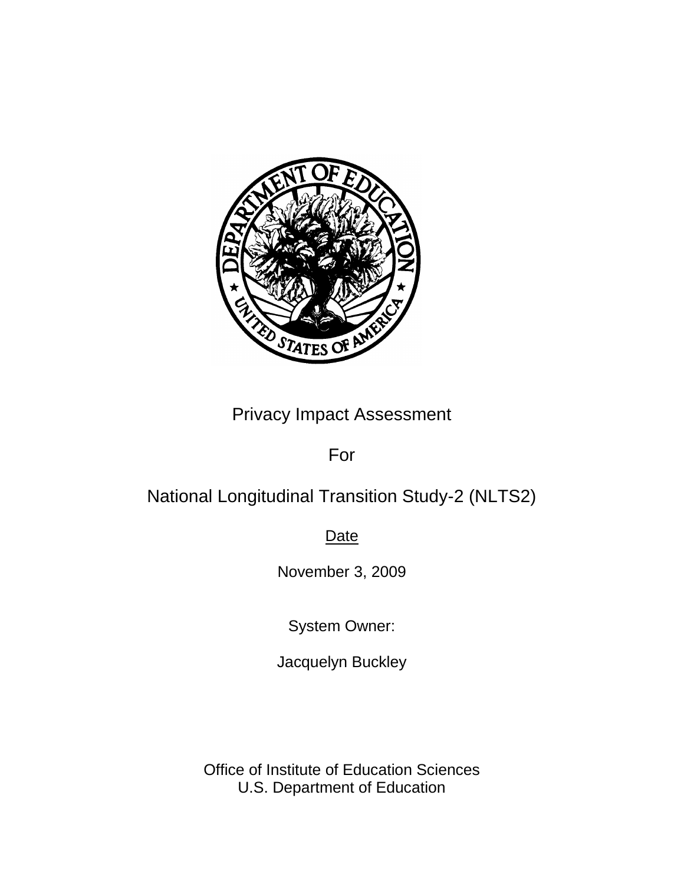Privacy Impact Assessment

For

National Longitudinal Transition Study-2 (NLTS2)

Date

November 3, 2009

System Owner:

Jacquelyn Buckley

Office of Institute of Education Sciences
U.S. Department of Education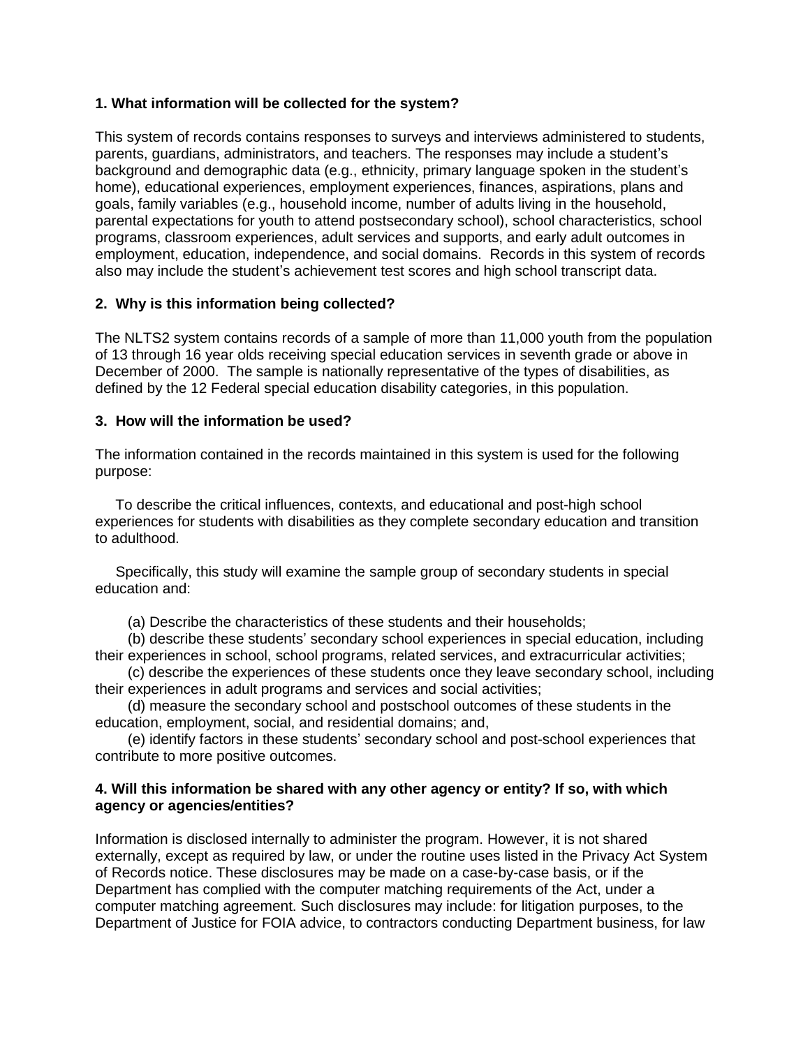**1. What information will be collected for the system?**

This system of records contains responses to surveys and interviews administered to students, parents, guardians, administrators, and teachers. The responses may include a student's background and demographic data (e.g., ethnicity, primary language spoken in the student's home), educational experiences, employment experiences, finances, aspirations, plans and goals, family variables (e.g., household income, number of adults living in the household, parental expectations for youth to attend postsecondary school), school characteristics, school programs, classroom experiences, adult services and supports, and early adult outcomes in employment, education, independence, and social domains. Records in this system of records also may include the student's achievement test scores and high school transcript data.

**2. Why is this information being collected?**

The NLTS2 system contains records of a sample of more than 11,000 youth from the population of 13 through 16 year olds receiving special education services in seventh grade or above in December of 2000. The sample is nationally representative of the types of disabilities, as defined by the 12 Federal special education disability categories, in this population.

**3. How will the information be used?**

The information contained in the records maintained in this system is used for the following purpose:

To describe the critical influences, contexts, and educational and post-high school experiences for students with disabilities as they complete secondary education and transition to adulthood.

Specifically, this study will examine the sample group of secondary students in special education and:

(a) Describe the characteristics of these students and their households;
(b) describe these students' secondary school experiences in special education, including their experiences in school, school programs, related services, and extracurricular activities;
(c) describe the experiences of these students once they leave secondary school, including their experiences in adult programs and services and social activities;
(d) measure the secondary school and postschool outcomes of these students in the education, employment, social, and residential domains; and,
(e) identify factors in these students' secondary school and post-school experiences that contribute to more positive outcomes.

**4. Will this information be shared with any other agency or entity? If so, with which agency or agencies/entities?**

Information is disclosed internally to administer the program. However, it is not shared externally, except as required by law, or under the routine uses listed in the Privacy Act System of Records notice. These disclosures may be made on a case-by-case basis, or if the Department has complied with the computer matching requirements of the Act, under a computer matching agreement. Such disclosures may include: for litigation purposes, to the Department of Justice for FOIA advice, to contractors conducting Department business, for law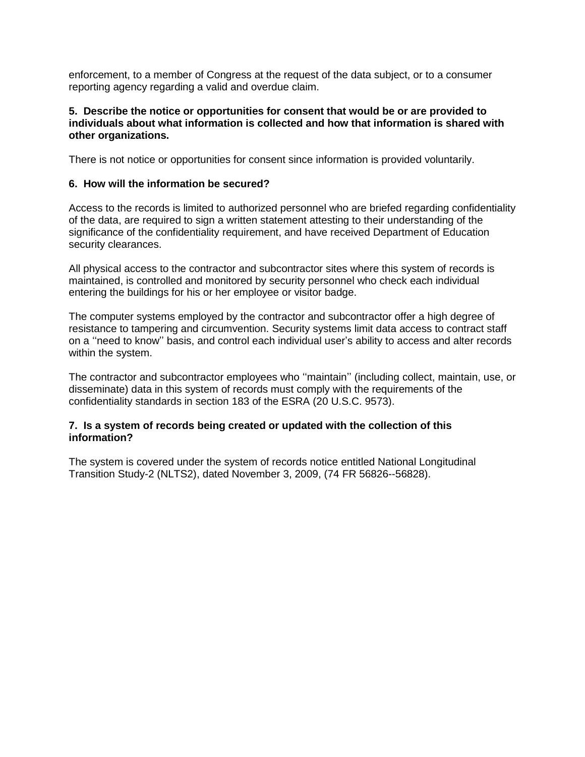enforcement, to a member of Congress at the request of the data subject, or to a consumer reporting agency regarding a valid and overdue claim.

**5. Describe the notice or opportunities for consent that would be or are provided to individuals about what information is collected and how that information is shared with other organizations.**

There is not notice or opportunities for consent since information is provided voluntarily.

**6. How will the information be secured?**

Access to the records is limited to authorized personnel who are briefed regarding confidentiality of the data, are required to sign a written statement attesting to their understanding of the significance of the confidentiality requirement, and have received Department of Education security clearances.

All physical access to the contractor and subcontractor sites where this system of records is maintained, is controlled and monitored by security personnel who check each individual entering the buildings for his or her employee or visitor badge.

The computer systems employed by the contractor and subcontractor offer a high degree of resistance to tampering and circumvention. Security systems limit data access to contract staff on a ''need to know'' basis, and control each individual user's ability to access and alter records within the system.

The contractor and subcontractor employees who ''maintain'' (including collect, maintain, use, or disseminate) data in this system of records must comply with the requirements of the confidentiality standards in section 183 of the ESRA (20 U.S.C. 9573).

**7. Is a system of records being created or updated with the collection of this information?**

The system is covered under the system of records notice entitled National Longitudinal Transition Study-2 (NLTS2), dated November 3, 2009, (74 FR 56826--56828).